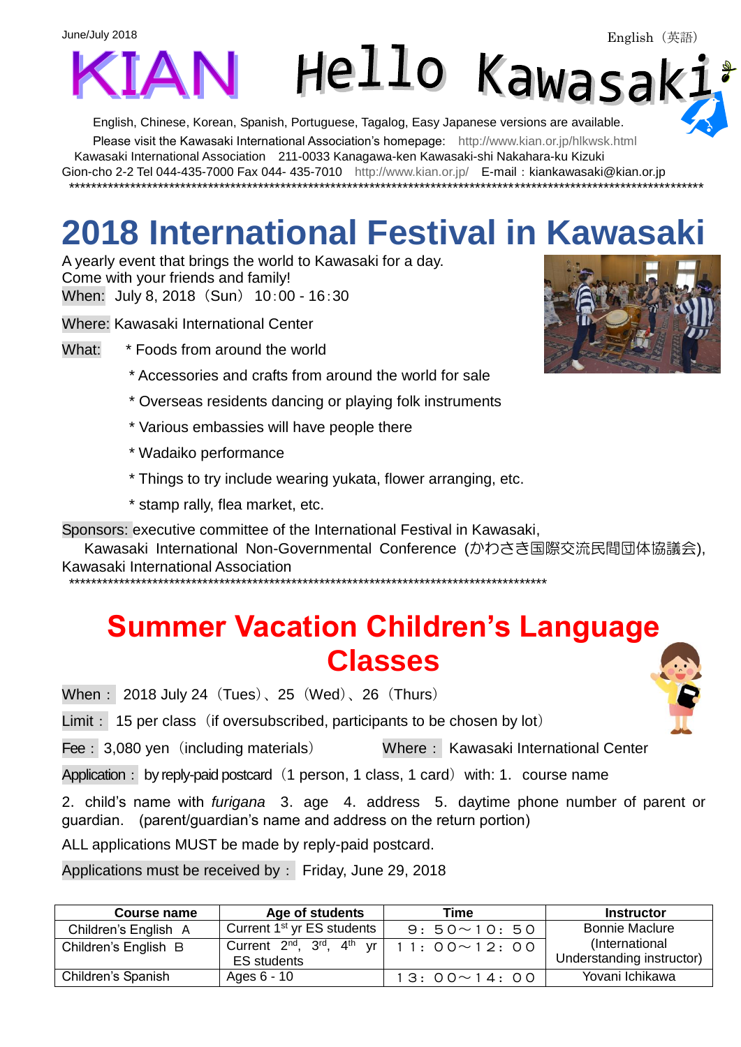June/July 2018

English（英語）

# KIAN Hello Kawasaki

English, Chinese, Korean, Spanish, Portuguese, Tagalog, Easy Japanese versions are available.
Please visit the Kawasaki International Association's homepage: http://www.kian.or.jp/hlkwsk.html
Kawasaki International Association 211-0033 Kanagawa-ken Kawasaki-shi Nakahara-ku Kizuki Gion-cho 2-2 Tel 044-435-7000 Fax 044- 435-7010 http://www.kian.or.jp/ E-mail：kiankawasaki@kian.or.jp

*********************************************************************************************************

# 2018 International Festival in Kawasaki

A yearly event that brings the world to Kawasaki for a day.
Come with your friends and family!

When: July 8, 2018（Sun） 10:00 - 16:30

Where: Kawasaki International Center

What:
* Foods from around the world
* Accessories and crafts from around the world for sale
* Overseas residents dancing or playing folk instruments
* Various embassies will have people there
* Wadaiko performance
* Things to try include wearing yukata, flower arranging, etc.
* stamp rally, flea market, etc.

Sponsors: executive committee of the International Festival in Kawasaki, Kawasaki International Non-Governmental Conference (かわさき国際交流民間団体協議会), Kawasaki International Association

*****************************************************************************************

# Summer Vacation Children's Language Classes

When： 2018 July 24（Tues）、25（Wed）、26（Thurs）

Limit： 15 per class（if oversubscribed, participants to be chosen by lot）

Fee：3,080 yen（including materials） Where： Kawasaki International Center

Application： by reply-paid postcard（1 person, 1 class, 1 card）with: 1. course name 2. child's name with *furigana* 3. age 4. address 5. daytime phone number of parent or guardian. (parent/guardian's name and address on the return portion)

ALL applications MUST be made by reply-paid postcard.

Applications must be received by： Friday, June 29, 2018

| Course name | Age of students | Time | Instructor |
|---|---|---|---|
| Children's English A | Current 1st yr ES students | ９：５０～１０：５０ | Bonnie Maclure (International Understanding instructor) |
| Children's English B | Current 2nd, 3rd, 4th yr ES students | １１：００～１２：００ | |
| Children's Spanish | Ages 6 - 10 | １３：００～１４：００ | Yovani Ichikawa |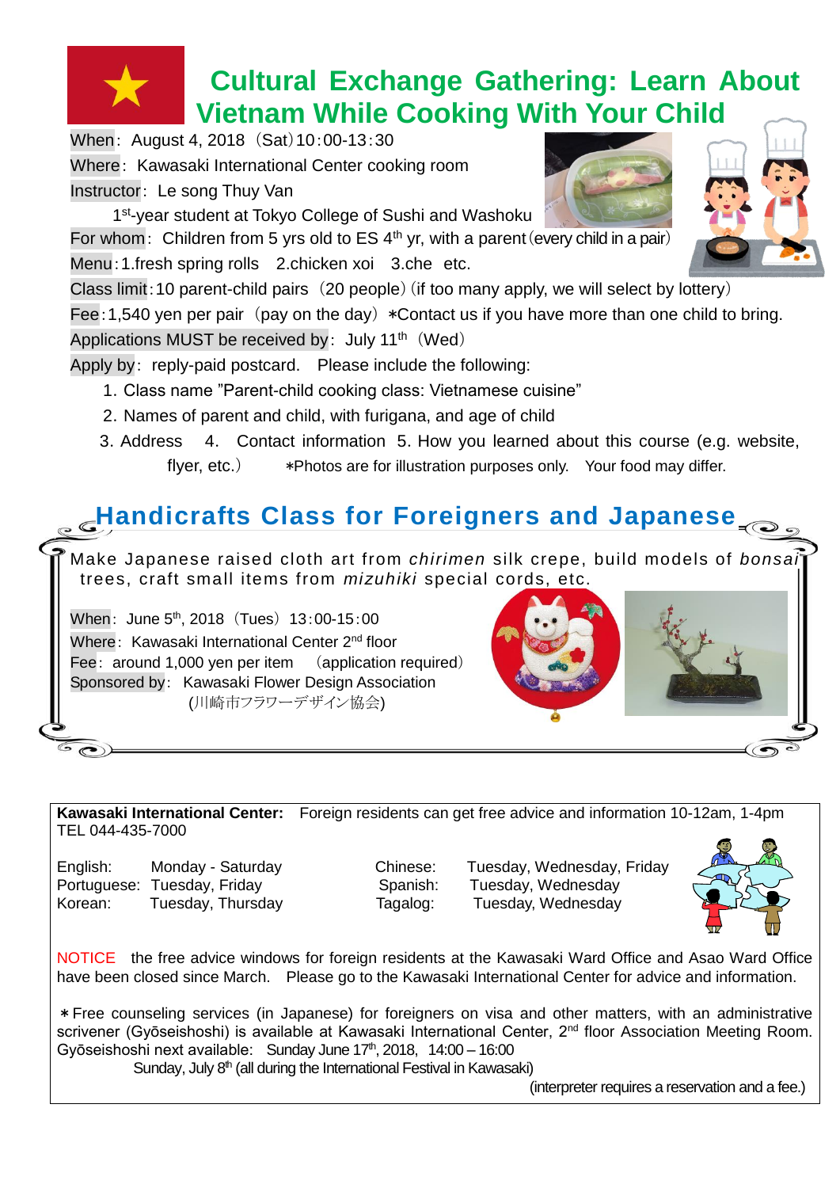# Cultural Exchange Gathering: Learn About Vietnam While Cooking With Your Child

When: August 4, 2018（Sat）10:00-13:30

Where: Kawasaki International Center cooking room

Instructor: Le song Thuy Van

1st-year student at Tokyo College of Sushi and Washoku

For whom: Children from 5 yrs old to ES 4th yr, with a parent（every child in a pair）

Menu: 1.fresh spring rolls 2.chicken xoi 3.che etc.

Class limit: 10 parent-child pairs（20 people）(if too many apply, we will select by lottery)

Fee: 1,540 yen per pair（pay on the day）＊Contact us if you have more than one child to bring.

Applications MUST be received by: July 11th（Wed）

Apply by: reply-paid postcard. Please include the following:

1. Class name "Parent-child cooking class: Vietnamese cuisine"
2. Names of parent and child, with furigana, and age of child
3. Address 4. Contact information 5. How you learned about this course (e.g. website, flyer, etc.)

＊Photos are for illustration purposes only. Your food may differ.

## Handicrafts Class for Foreigners and Japanese

Make Japanese raised cloth art from *chirimen* silk crepe, build models of *bonsai* trees, craft small items from *mizuhiki* special cords, etc.

When: June 5th, 2018（Tues）13:00-15:00

Where: Kawasaki International Center 2nd floor

Fee: around 1,000 yen per item（application required）

Sponsored by: Kawasaki Flower Design Association (川崎市フラワーデザイン協会)

---

**Kawasaki International Center:** Foreign residents can get free advice and information 10-12am, 1-4pm
TEL 044-435-7000

| | | | |
|---|---|---|---|
| English: | Monday - Saturday | Chinese: | Tuesday, Wednesday, Friday |
| Portuguese: | Tuesday, Friday | Spanish: | Tuesday, Wednesday |
| Korean: | Tuesday, Thursday | Tagalog: | Tuesday, Wednesday |

NOTICE the free advice windows for foreign residents at the Kawasaki Ward Office and Asao Ward Office have been closed since March. Please go to the Kawasaki International Center for advice and information.

＊Free counseling services (in Japanese) for foreigners on visa and other matters, with an administrative scrivener (Gyōseishoshi) is available at Kawasaki International Center, 2nd floor Association Meeting Room.
Gyōseishoshi next available: Sunday June 17th, 2018, 14:00 – 16:00
Sunday, July 8th (all during the International Festival in Kawasaki)

(interpreter requires a reservation and a fee.)